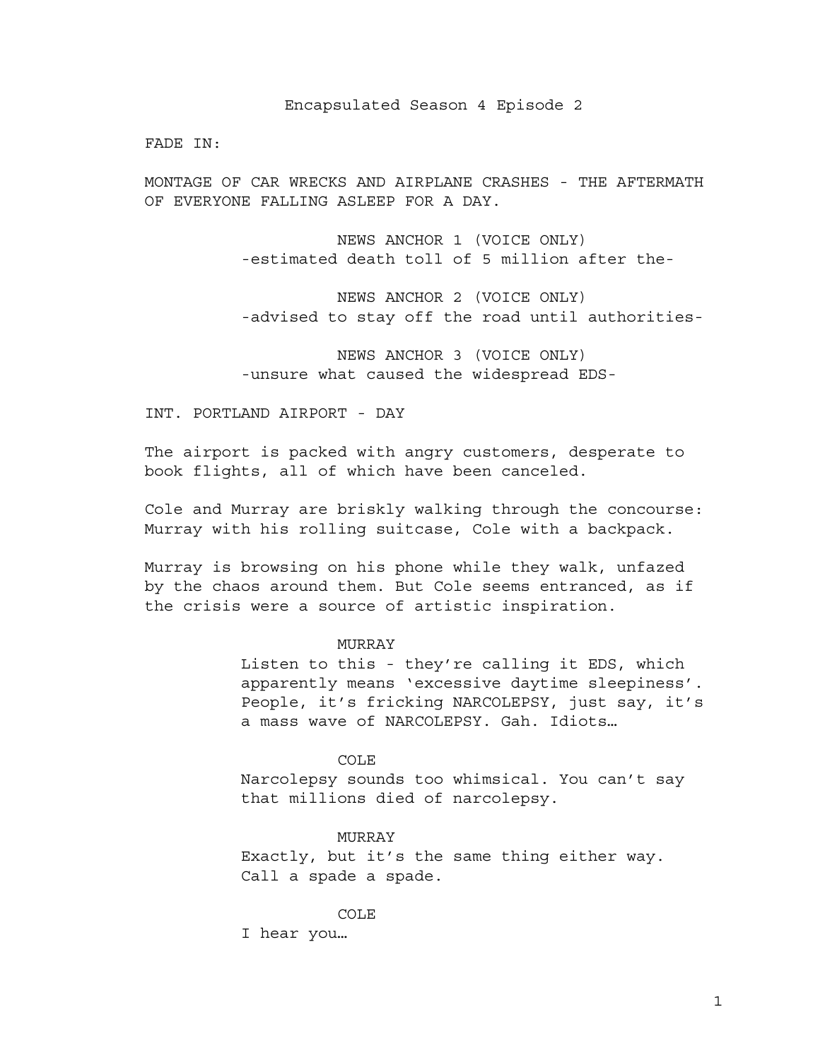# Encapsulated Season 4 Episode 2

FADE IN:

MONTAGE OF CAR WRECKS AND AIRPLANE CRASHES - THE AFTERMATH OF EVERYONE FALLING ASLEEP FOR A DAY.

NEWS ANCHOR 1 (VOICE ONLY)
-estimated death toll of 5 million after the-

NEWS ANCHOR 2 (VOICE ONLY)
-advised to stay off the road until authorities-

NEWS ANCHOR 3 (VOICE ONLY)
-unsure what caused the widespread EDS-

INT. PORTLAND AIRPORT - DAY

The airport is packed with angry customers, desperate to book flights, all of which have been canceled.

Cole and Murray are briskly walking through the concourse: Murray with his rolling suitcase, Cole with a backpack.

Murray is browsing on his phone while they walk, unfazed by the chaos around them. But Cole seems entranced, as if the crisis were a source of artistic inspiration.

MURRAY
Listen to this - they're calling it EDS, which apparently means 'excessive daytime sleepiness'. People, it's fricking NARCOLEPSY, just say, it's a mass wave of NARCOLEPSY. Gah. Idiots…

COLE
Narcolepsy sounds too whimsical. You can't say that millions died of narcolepsy.

MURRAY
Exactly, but it's the same thing either way. Call a spade a spade.

COLE
I hear you…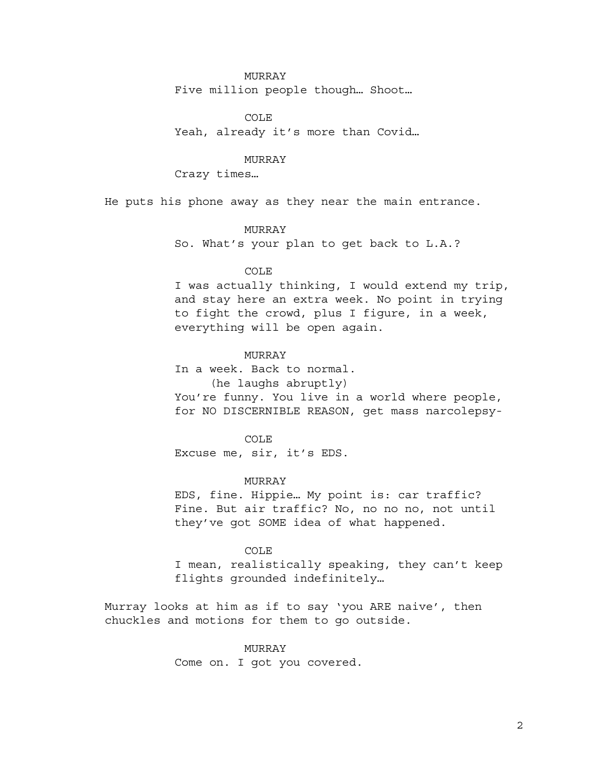MURRAY
Five million people though… Shoot…

COLE
Yeah, already it's more than Covid…

MURRAY
Crazy times…

He puts his phone away as they near the main entrance.

MURRAY
So. What's your plan to get back to L.A.?

COLE
I was actually thinking, I would extend my trip, and stay here an extra week. No point in trying to fight the crowd, plus I figure, in a week, everything will be open again.

MURRAY
In a week. Back to normal.
(he laughs abruptly)
You're funny. You live in a world where people, for NO DISCERNIBLE REASON, get mass narcolepsy-

COLE
Excuse me, sir, it's EDS.

MURRAY
EDS, fine. Hippie… My point is: car traffic? Fine. But air traffic? No, no no no, not until they've got SOME idea of what happened.

COLE
I mean, realistically speaking, they can't keep flights grounded indefinitely…

Murray looks at him as if to say 'you ARE naive', then chuckles and motions for them to go outside.

MURRAY
Come on. I got you covered.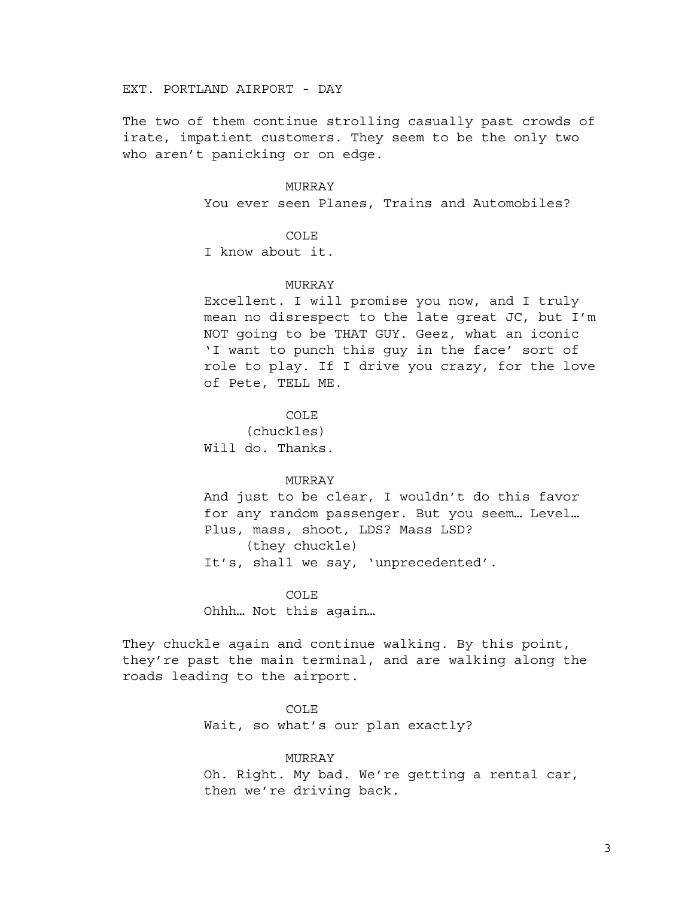EXT. PORTLAND AIRPORT - DAY

The two of them continue strolling casually past crowds of irate, impatient customers. They seem to be the only two who aren't panicking or on edge.

MURRAY
You ever seen Planes, Trains and Automobiles?

COLE
I know about it.

MURRAY
Excellent. I will promise you now, and I truly mean no disrespect to the late great JC, but I'm NOT going to be THAT GUY. Geez, what an iconic 'I want to punch this guy in the face' sort of role to play. If I drive you crazy, for the love of Pete, TELL ME.

COLE
(chuckles)
Will do. Thanks.

MURRAY
And just to be clear, I wouldn't do this favor for any random passenger. But you seem… Level… Plus, mass, shoot, LDS? Mass LSD?
(they chuckle)
It's, shall we say, 'unprecedented'.

COLE
Ohhh… Not this again…

They chuckle again and continue walking. By this point, they're past the main terminal, and are walking along the roads leading to the airport.

COLE
Wait, so what's our plan exactly?

MURRAY
Oh. Right. My bad. We're getting a rental car, then we're driving back.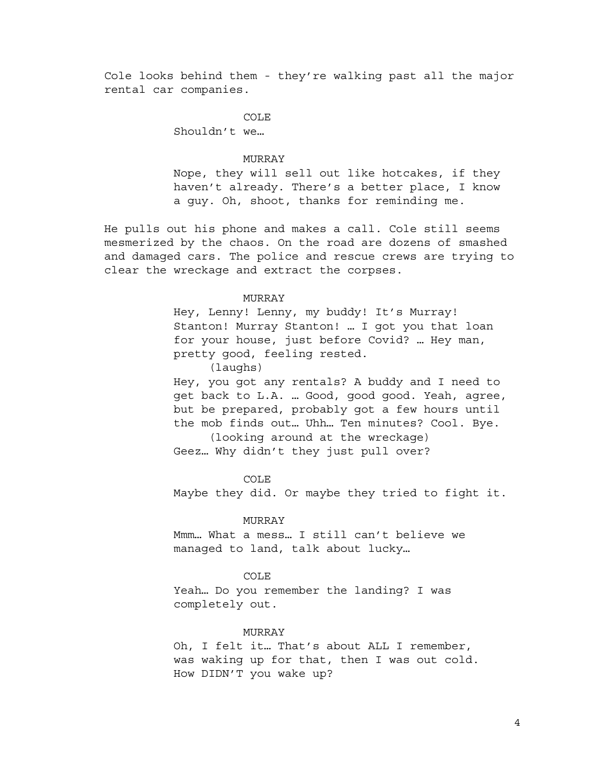Cole looks behind them - they're walking past all the major rental car companies.

COLE
Shouldn't we…

MURRAY
Nope, they will sell out like hotcakes, if they haven't already. There's a better place, I know a guy. Oh, shoot, thanks for reminding me.

He pulls out his phone and makes a call. Cole still seems mesmerized by the chaos. On the road are dozens of smashed and damaged cars. The police and rescue crews are trying to clear the wreckage and extract the corpses.

MURRAY
Hey, Lenny! Lenny, my buddy! It's Murray! Stanton! Murray Stanton! … I got you that loan for your house, just before Covid? … Hey man, pretty good, feeling rested.
(laughs)
Hey, you got any rentals? A buddy and I need to get back to L.A. … Good, good good. Yeah, agree, but be prepared, probably got a few hours until the mob finds out… Uhh… Ten minutes? Cool. Bye.
(looking around at the wreckage)
Geez… Why didn't they just pull over?

COLE
Maybe they did. Or maybe they tried to fight it.

MURRAY
Mmm… What a mess… I still can't believe we managed to land, talk about lucky…

COLE
Yeah… Do you remember the landing? I was completely out.

MURRAY
Oh, I felt it… That's about ALL I remember, was waking up for that, then I was out cold. How DIDN'T you wake up?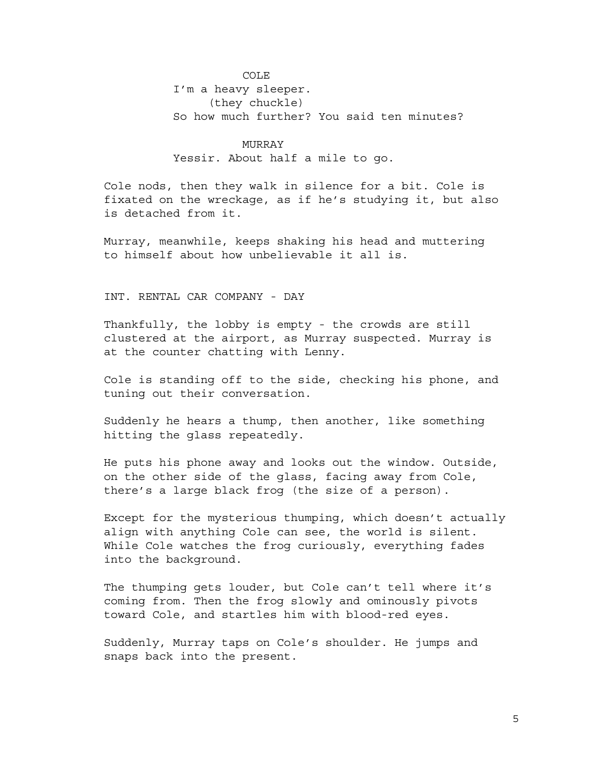COLE

I'm a heavy sleeper.

(they chuckle)

So how much further? You said ten minutes?

MURRAY

Yessir. About half a mile to go.

Cole nods, then they walk in silence for a bit. Cole is fixated on the wreckage, as if he's studying it, but also is detached from it.

Murray, meanwhile, keeps shaking his head and muttering to himself about how unbelievable it all is.

INT. RENTAL CAR COMPANY - DAY

Thankfully, the lobby is empty - the crowds are still clustered at the airport, as Murray suspected. Murray is at the counter chatting with Lenny.

Cole is standing off to the side, checking his phone, and tuning out their conversation.

Suddenly he hears a thump, then another, like something hitting the glass repeatedly.

He puts his phone away and looks out the window. Outside, on the other side of the glass, facing away from Cole, there's a large black frog (the size of a person).

Except for the mysterious thumping, which doesn't actually align with anything Cole can see, the world is silent. While Cole watches the frog curiously, everything fades into the background.

The thumping gets louder, but Cole can't tell where it's coming from. Then the frog slowly and ominously pivots toward Cole, and startles him with blood-red eyes.

Suddenly, Murray taps on Cole's shoulder. He jumps and snaps back into the present.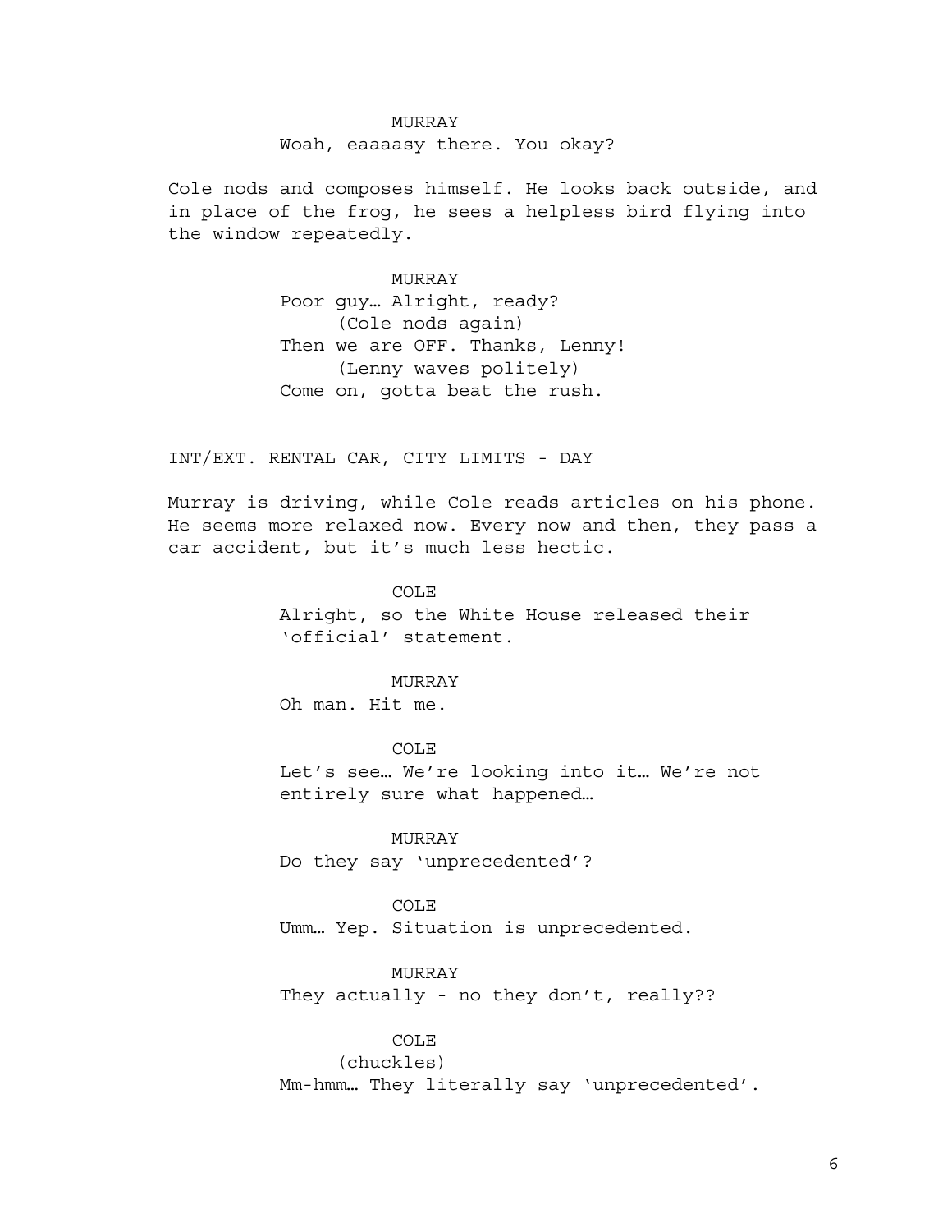MURRAY
Woah, eaaaasy there. You okay?

Cole nods and composes himself. He looks back outside, and in place of the frog, he sees a helpless bird flying into the window repeatedly.

MURRAY
Poor guy… Alright, ready?
(Cole nods again)
Then we are OFF. Thanks, Lenny!
(Lenny waves politely)
Come on, gotta beat the rush.

INT/EXT. RENTAL CAR, CITY LIMITS - DAY

Murray is driving, while Cole reads articles on his phone. He seems more relaxed now. Every now and then, they pass a car accident, but it's much less hectic.

COLE
Alright, so the White House released their 'official' statement.

MURRAY
Oh man. Hit me.

COLE
Let's see… We're looking into it… We're not entirely sure what happened…

MURRAY
Do they say 'unprecedented'?

COLE
Umm… Yep. Situation is unprecedented.

MURRAY
They actually - no they don't, really??

COLE
(chuckles)
Mm-hmm… They literally say 'unprecedented'.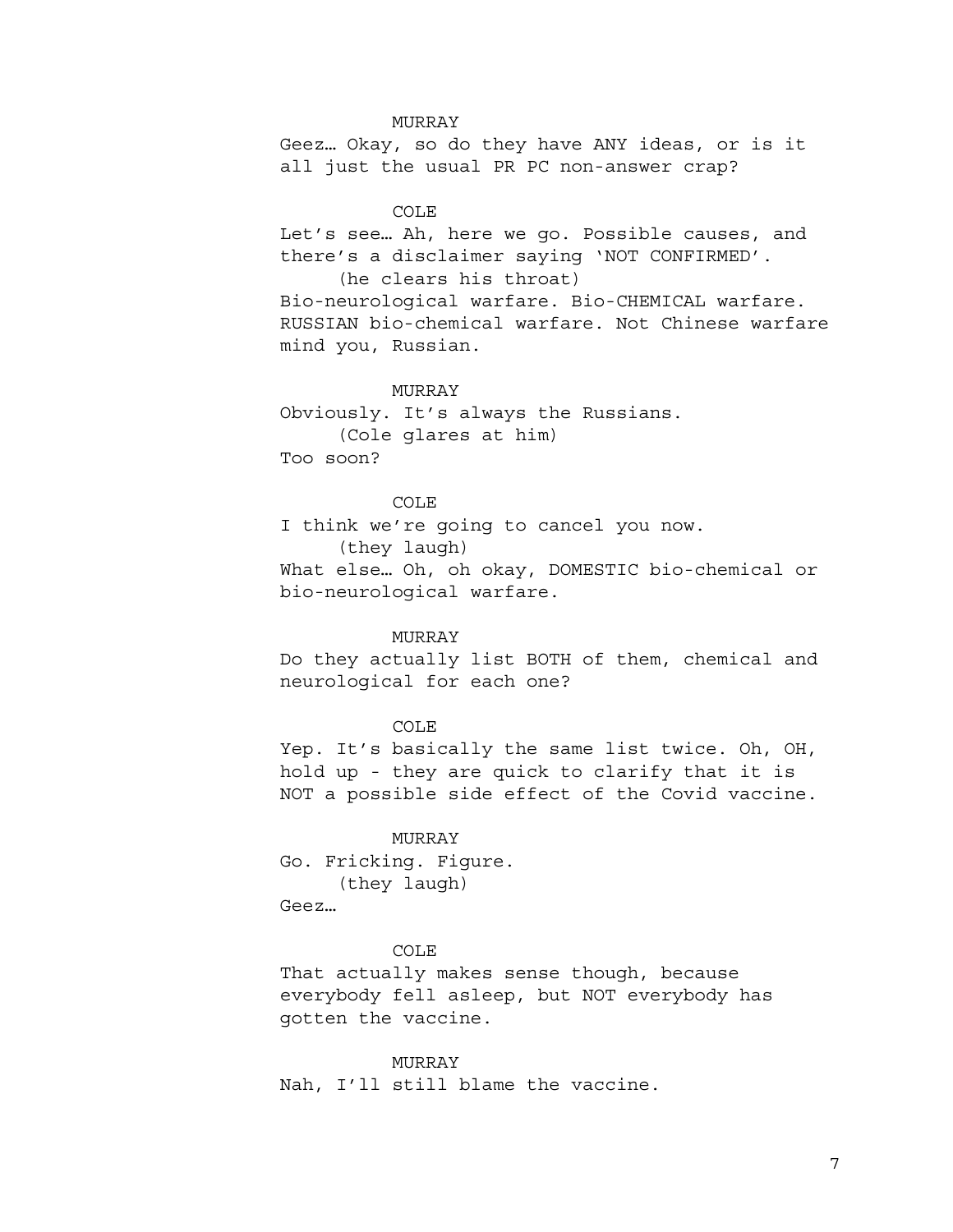MURRAY

Geez… Okay, so do they have ANY ideas, or is it all just the usual PR PC non-answer crap?

COLE

Let's see… Ah, here we go. Possible causes, and there's a disclaimer saying 'NOT CONFIRMED'.

(he clears his throat)

Bio-neurological warfare. Bio-CHEMICAL warfare. RUSSIAN bio-chemical warfare. Not Chinese warfare mind you, Russian.

MURRAY

Obviously. It's always the Russians.

(Cole glares at him)

Too soon?

COLE

I think we're going to cancel you now.

(they laugh)

What else… Oh, oh okay, DOMESTIC bio-chemical or bio-neurological warfare.

MURRAY

Do they actually list BOTH of them, chemical and neurological for each one?

COLE

Yep. It's basically the same list twice. Oh, OH, hold up - they are quick to clarify that it is NOT a possible side effect of the Covid vaccine.

MURRAY

Go. Fricking. Figure.

(they laugh)

Geez…

COLE

That actually makes sense though, because everybody fell asleep, but NOT everybody has gotten the vaccine.

MURRAY

Nah, I'll still blame the vaccine.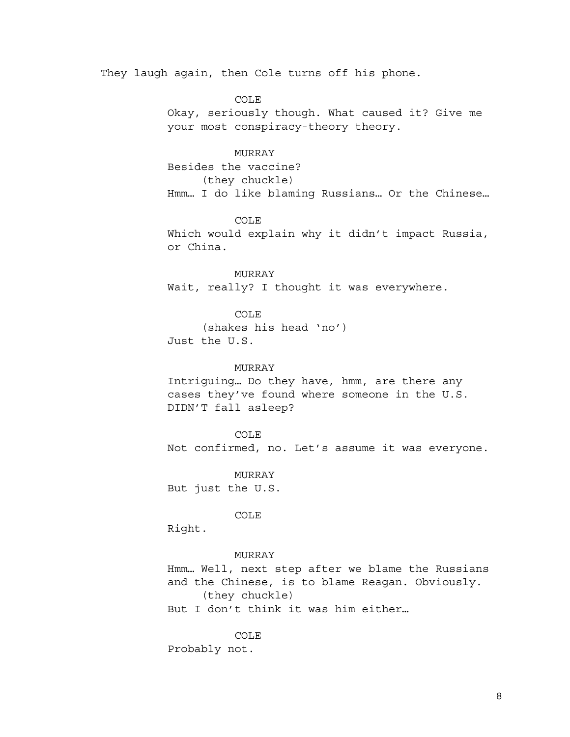They laugh again, then Cole turns off his phone.

COLE
Okay, seriously though. What caused it? Give me your most conspiracy-theory theory.

MURRAY
Besides the vaccine?
(they chuckle)
Hmm… I do like blaming Russians… Or the Chinese…

COLE
Which would explain why it didn't impact Russia, or China.

MURRAY
Wait, really? I thought it was everywhere.

COLE
(shakes his head 'no')
Just the U.S.

MURRAY
Intriguing… Do they have, hmm, are there any cases they've found where someone in the U.S. DIDN'T fall asleep?

COLE
Not confirmed, no. Let's assume it was everyone.

MURRAY
But just the U.S.

COLE
Right.

MURRAY
Hmm… Well, next step after we blame the Russians and the Chinese, is to blame Reagan. Obviously.
(they chuckle)
But I don't think it was him either…

COLE
Probably not.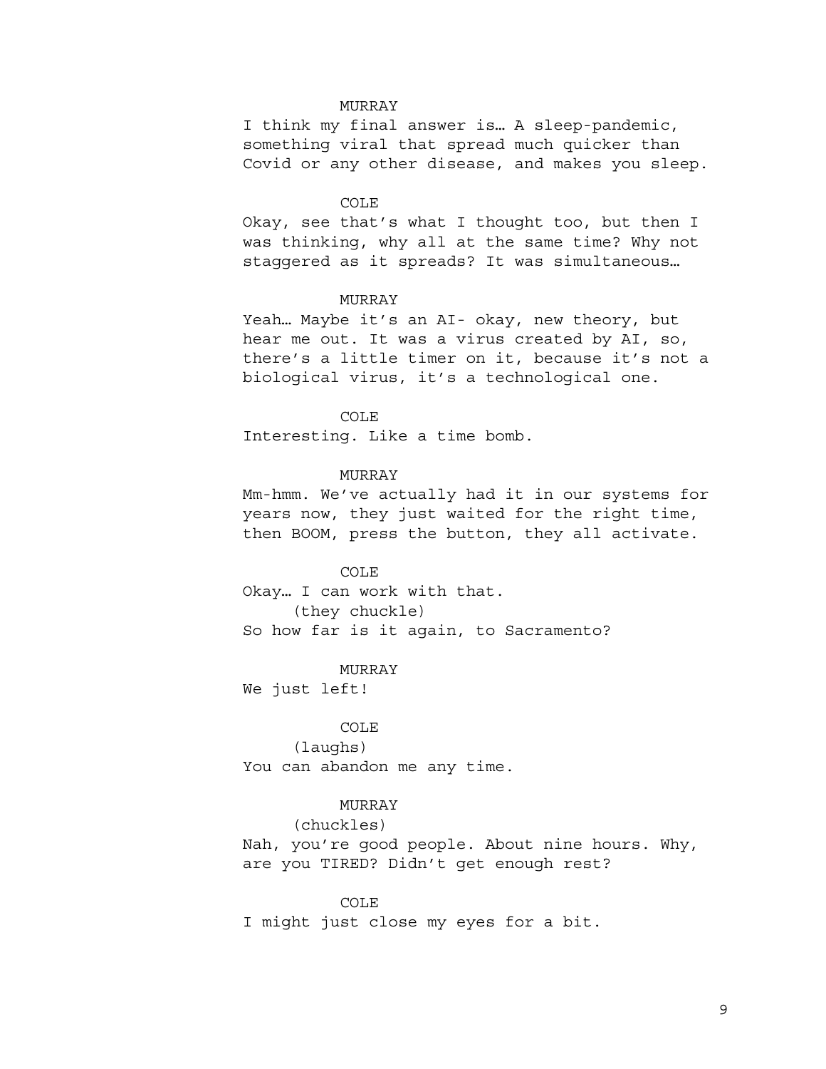MURRAY

I think my final answer is… A sleep-pandemic, something viral that spread much quicker than Covid or any other disease, and makes you sleep.

COLE

Okay, see that's what I thought too, but then I was thinking, why all at the same time? Why not staggered as it spreads? It was simultaneous…

MURRAY

Yeah… Maybe it's an AI- okay, new theory, but hear me out. It was a virus created by AI, so, there's a little timer on it, because it's not a biological virus, it's a technological one.

COLE

Interesting. Like a time bomb.

MURRAY

Mm-hmm. We've actually had it in our systems for years now, they just waited for the right time, then BOOM, press the button, they all activate.

COLE

Okay… I can work with that.

(they chuckle)

So how far is it again, to Sacramento?

MURRAY

We just left!

COLE

(laughs)

You can abandon me any time.

MURRAY

(chuckles)

Nah, you're good people. About nine hours. Why, are you TIRED? Didn't get enough rest?

COLE

I might just close my eyes for a bit.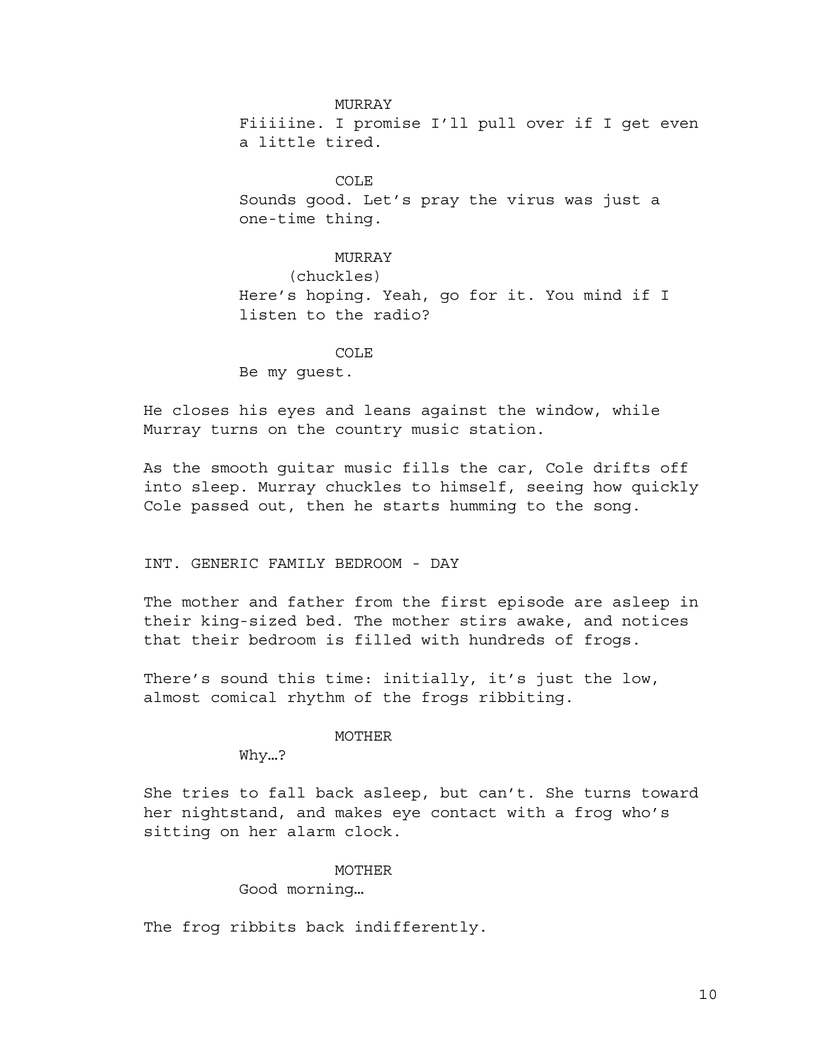MURRAY

Fiiiiine. I promise I'll pull over if I get even a little tired.

COLE

Sounds good. Let's pray the virus was just a one-time thing.

MURRAY

(chuckles)

Here's hoping. Yeah, go for it. You mind if I listen to the radio?

COLE

Be my guest.

He closes his eyes and leans against the window, while Murray turns on the country music station.

As the smooth guitar music fills the car, Cole drifts off into sleep. Murray chuckles to himself, seeing how quickly Cole passed out, then he starts humming to the song.

INT. GENERIC FAMILY BEDROOM - DAY

The mother and father from the first episode are asleep in their king-sized bed. The mother stirs awake, and notices that their bedroom is filled with hundreds of frogs.

There's sound this time: initially, it's just the low, almost comical rhythm of the frogs ribbiting.

MOTHER

Why…?

She tries to fall back asleep, but can't. She turns toward her nightstand, and makes eye contact with a frog who's sitting on her alarm clock.

MOTHER

Good morning…

The frog ribbits back indifferently.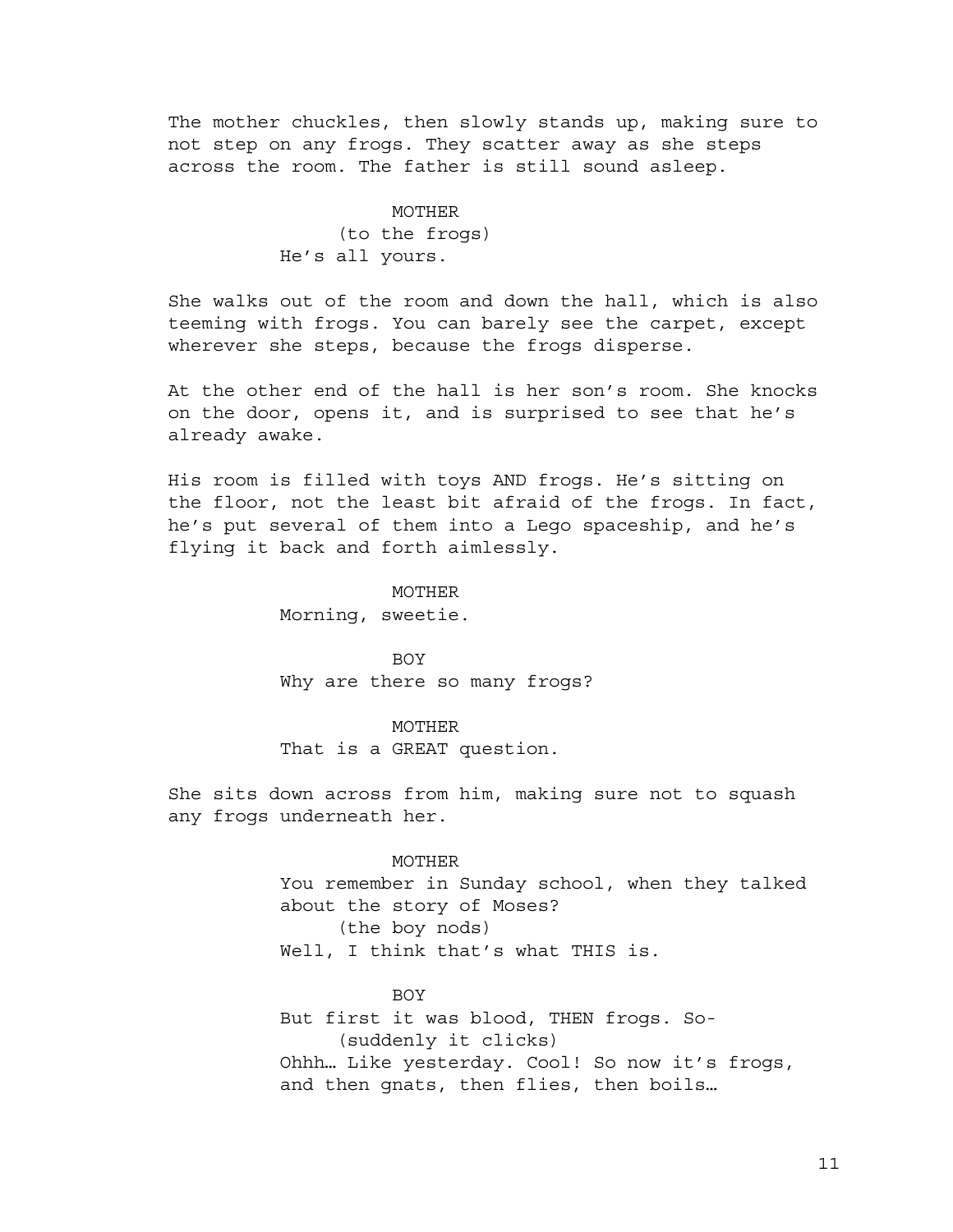The mother chuckles, then slowly stands up, making sure to not step on any frogs. They scatter away as she steps across the room. The father is still sound asleep.

MOTHER
(to the frogs)
He's all yours.

She walks out of the room and down the hall, which is also teeming with frogs. You can barely see the carpet, except wherever she steps, because the frogs disperse.

At the other end of the hall is her son's room. She knocks on the door, opens it, and is surprised to see that he's already awake.

His room is filled with toys AND frogs. He's sitting on the floor, not the least bit afraid of the frogs. In fact, he's put several of them into a Lego spaceship, and he's flying it back and forth aimlessly.

MOTHER
Morning, sweetie.

BOY
Why are there so many frogs?

MOTHER
That is a GREAT question.

She sits down across from him, making sure not to squash any frogs underneath her.

MOTHER
You remember in Sunday school, when they talked about the story of Moses?
(the boy nods)
Well, I think that's what THIS is.

BOY
But first it was blood, THEN frogs. So-
(suddenly it clicks)
Ohhh… Like yesterday. Cool! So now it's frogs, and then gnats, then flies, then boils…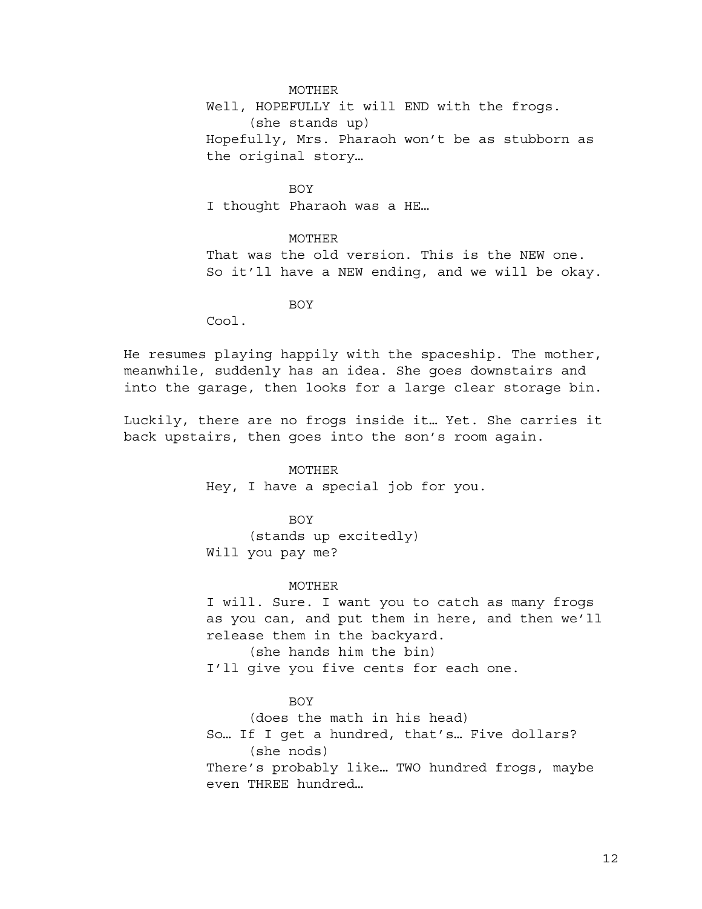MOTHER

Well, HOPEFULLY it will END with the frogs.

(she stands up)

Hopefully, Mrs. Pharaoh won't be as stubborn as the original story…

BOY

I thought Pharaoh was a HE…

MOTHER

That was the old version. This is the NEW one. So it'll have a NEW ending, and we will be okay.

BOY

Cool.

He resumes playing happily with the spaceship. The mother, meanwhile, suddenly has an idea. She goes downstairs and into the garage, then looks for a large clear storage bin.

Luckily, there are no frogs inside it… Yet. She carries it back upstairs, then goes into the son's room again.

MOTHER

Hey, I have a special job for you.

BOY

(stands up excitedly)

Will you pay me?

MOTHER

I will. Sure. I want you to catch as many frogs as you can, and put them in here, and then we'll release them in the backyard.

(she hands him the bin)

I'll give you five cents for each one.

BOY

(does the math in his head)

So… If I get a hundred, that's… Five dollars?

(she nods)

There's probably like… TWO hundred frogs, maybe even THREE hundred…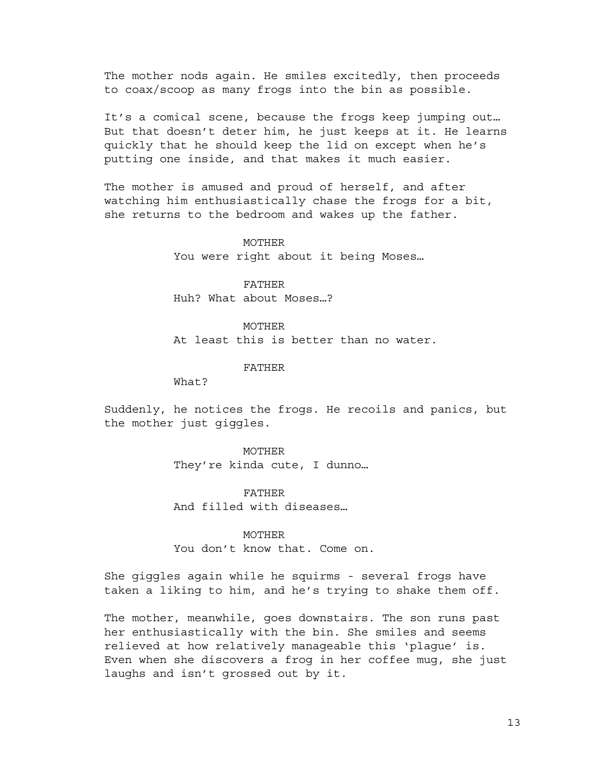The mother nods again. He smiles excitedly, then proceeds to coax/scoop as many frogs into the bin as possible.

It's a comical scene, because the frogs keep jumping out… But that doesn't deter him, he just keeps at it. He learns quickly that he should keep the lid on except when he's putting one inside, and that makes it much easier.

The mother is amused and proud of herself, and after watching him enthusiastically chase the frogs for a bit, she returns to the bedroom and wakes up the father.

MOTHER

You were right about it being Moses…

FATHER

Huh? What about Moses…?

MOTHER

At least this is better than no water.

FATHER

What?

Suddenly, he notices the frogs. He recoils and panics, but the mother just giggles.

MOTHER

They're kinda cute, I dunno…

FATHER

And filled with diseases…

MOTHER

You don't know that. Come on.

She giggles again while he squirms - several frogs have taken a liking to him, and he's trying to shake them off.

The mother, meanwhile, goes downstairs. The son runs past her enthusiastically with the bin. She smiles and seems relieved at how relatively manageable this 'plague' is. Even when she discovers a frog in her coffee mug, she just laughs and isn't grossed out by it.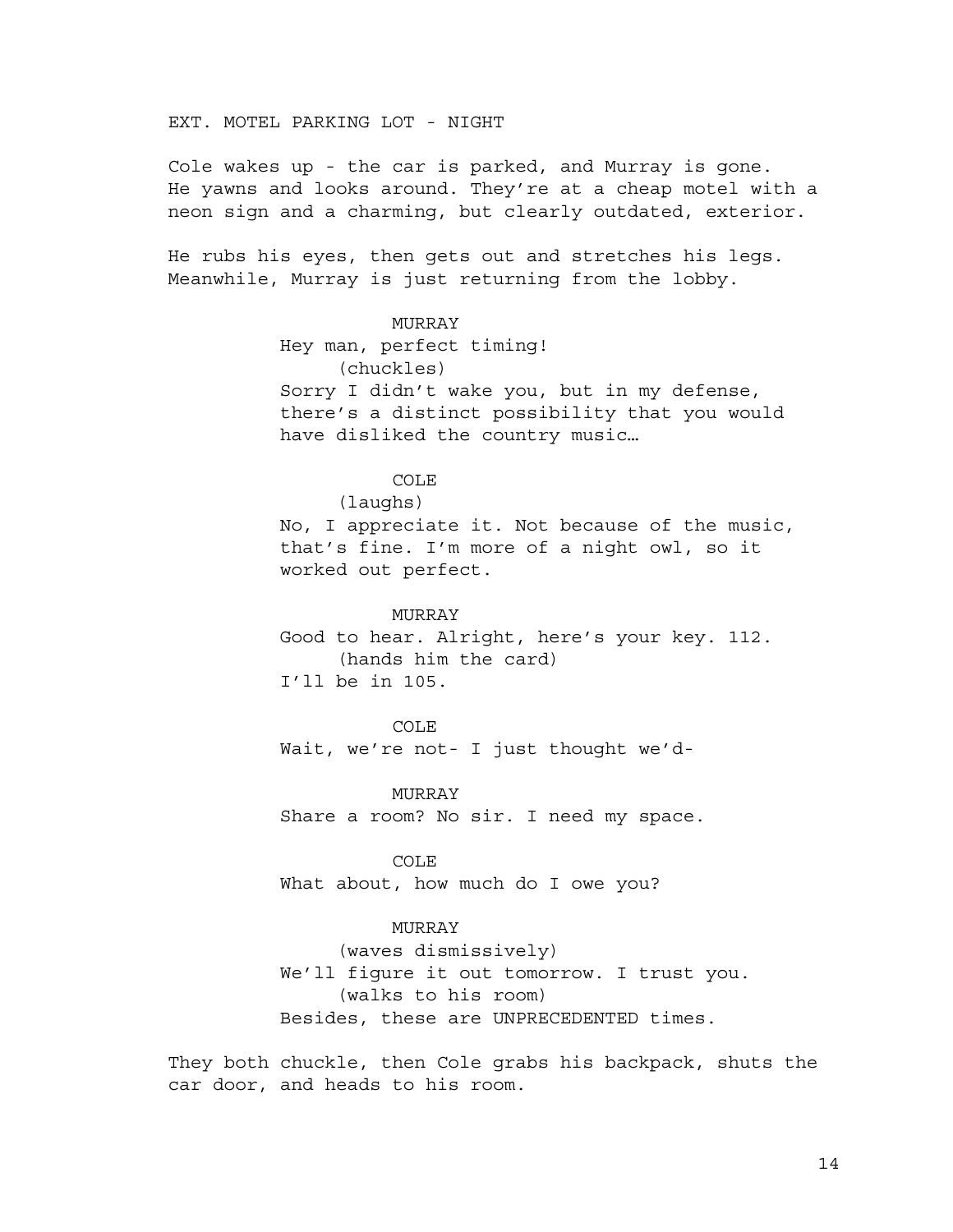EXT. MOTEL PARKING LOT - NIGHT

Cole wakes up - the car is parked, and Murray is gone. He yawns and looks around. They're at a cheap motel with a neon sign and a charming, but clearly outdated, exterior.

He rubs his eyes, then gets out and stretches his legs. Meanwhile, Murray is just returning from the lobby.

MURRAY
Hey man, perfect timing!
(chuckles)
Sorry I didn't wake you, but in my defense, there's a distinct possibility that you would have disliked the country music…

COLE
(laughs)
No, I appreciate it. Not because of the music, that's fine. I'm more of a night owl, so it worked out perfect.

MURRAY
Good to hear. Alright, here's your key. 112.
(hands him the card)
I'll be in 105.

COLE
Wait, we're not- I just thought we'd-

MURRAY
Share a room? No sir. I need my space.

COLE
What about, how much do I owe you?

MURRAY
(waves dismissively)
We'll figure it out tomorrow. I trust you.
(walks to his room)
Besides, these are UNPRECEDENTED times.

They both chuckle, then Cole grabs his backpack, shuts the car door, and heads to his room.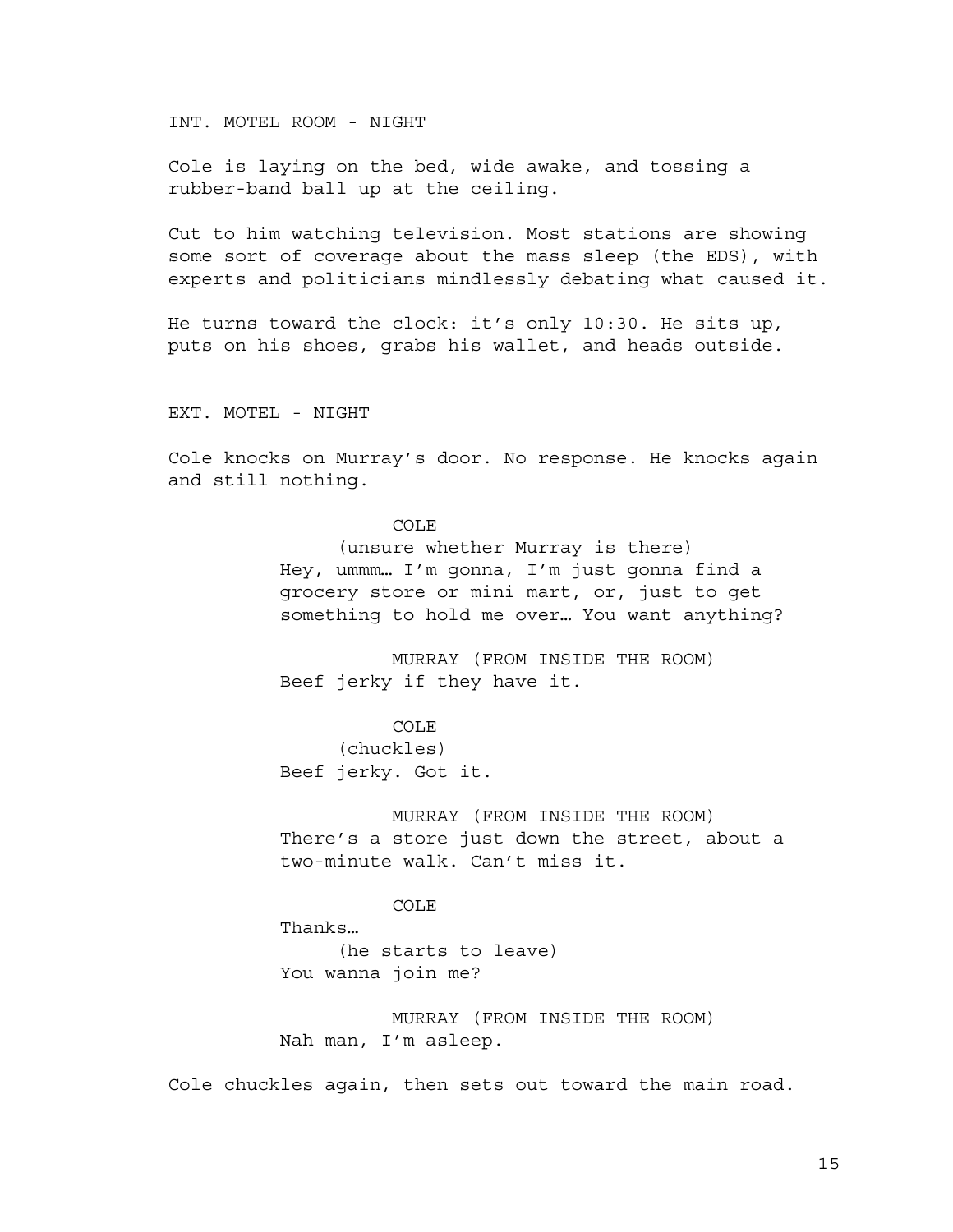INT. MOTEL ROOM - NIGHT

Cole is laying on the bed, wide awake, and tossing a rubber-band ball up at the ceiling.

Cut to him watching television. Most stations are showing some sort of coverage about the mass sleep (the EDS), with experts and politicians mindlessly debating what caused it.

He turns toward the clock: it's only 10:30. He sits up, puts on his shoes, grabs his wallet, and heads outside.

EXT. MOTEL - NIGHT

Cole knocks on Murray's door. No response. He knocks again and still nothing.

COLE
(unsure whether Murray is there)
Hey, ummm… I'm gonna, I'm just gonna find a grocery store or mini mart, or, just to get something to hold me over… You want anything?

MURRAY (FROM INSIDE THE ROOM)
Beef jerky if they have it.

COLE
(chuckles)
Beef jerky. Got it.

MURRAY (FROM INSIDE THE ROOM)
There's a store just down the street, about a two-minute walk. Can't miss it.

COLE
Thanks…
(he starts to leave)
You wanna join me?

MURRAY (FROM INSIDE THE ROOM)
Nah man, I'm asleep.

Cole chuckles again, then sets out toward the main road.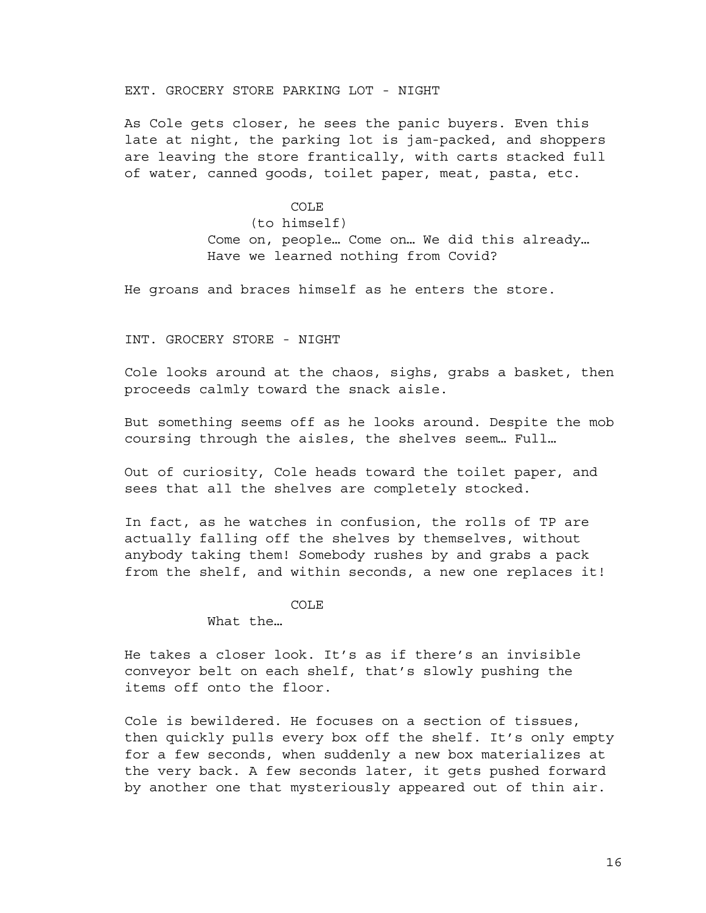EXT. GROCERY STORE PARKING LOT - NIGHT

As Cole gets closer, he sees the panic buyers. Even this late at night, the parking lot is jam-packed, and shoppers are leaving the store frantically, with carts stacked full of water, canned goods, toilet paper, meat, pasta, etc.

COLE
(to himself)
Come on, people… Come on… We did this already… Have we learned nothing from Covid?

He groans and braces himself as he enters the store.

INT. GROCERY STORE - NIGHT

Cole looks around at the chaos, sighs, grabs a basket, then proceeds calmly toward the snack aisle.

But something seems off as he looks around. Despite the mob coursing through the aisles, the shelves seem… Full…

Out of curiosity, Cole heads toward the toilet paper, and sees that all the shelves are completely stocked.

In fact, as he watches in confusion, the rolls of TP are actually falling off the shelves by themselves, without anybody taking them! Somebody rushes by and grabs a pack from the shelf, and within seconds, a new one replaces it!

COLE
What the…

He takes a closer look. It's as if there's an invisible conveyor belt on each shelf, that's slowly pushing the items off onto the floor.

Cole is bewildered. He focuses on a section of tissues, then quickly pulls every box off the shelf. It's only empty for a few seconds, when suddenly a new box materializes at the very back. A few seconds later, it gets pushed forward by another one that mysteriously appeared out of thin air.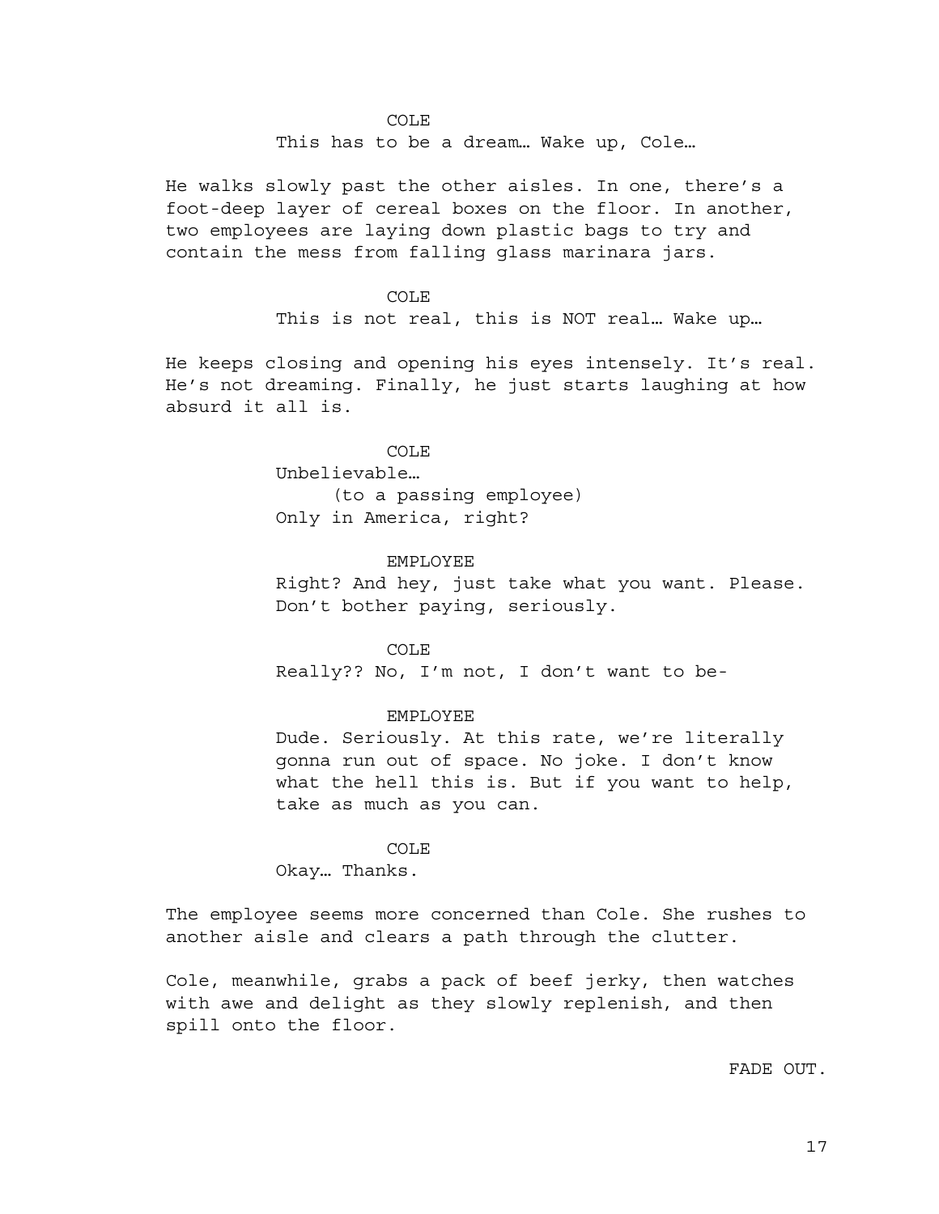COLE

This has to be a dream… Wake up, Cole…

He walks slowly past the other aisles. In one, there's a foot-deep layer of cereal boxes on the floor. In another, two employees are laying down plastic bags to try and contain the mess from falling glass marinara jars.

COLE

This is not real, this is NOT real… Wake up…

He keeps closing and opening his eyes intensely. It's real. He's not dreaming. Finally, he just starts laughing at how absurd it all is.

COLE

Unbelievable…

(to a passing employee)

Only in America, right?

EMPLOYEE

Right? And hey, just take what you want. Please. Don't bother paying, seriously.

COLE

Really?? No, I'm not, I don't want to be-

EMPLOYEE

Dude. Seriously. At this rate, we're literally gonna run out of space. No joke. I don't know what the hell this is. But if you want to help, take as much as you can.

COLE

Okay… Thanks.

The employee seems more concerned than Cole. She rushes to another aisle and clears a path through the clutter.

Cole, meanwhile, grabs a pack of beef jerky, then watches with awe and delight as they slowly replenish, and then spill onto the floor.

FADE OUT.